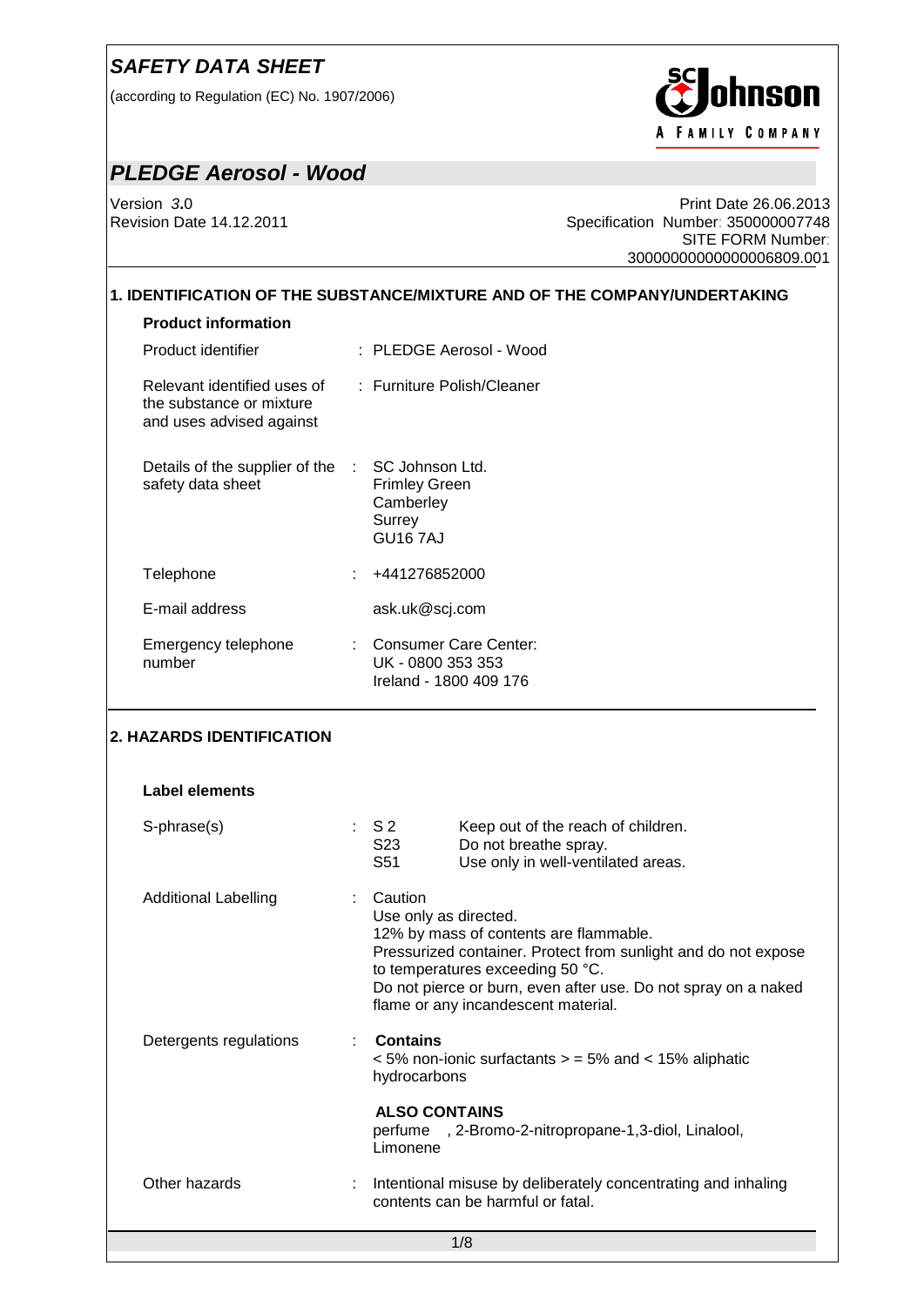# SAFETY DATA SHEET

(according to Regulation (EC) No. 1907/2006)

## PLEDGE Aerosol - Wood

Version 3.0
Revision Date 14.12.2011

Print Date 26.06.2013
Specification Number: 350000007748
SITE FORM Number: 30000000000000006809.001

### 1. IDENTIFICATION OF THE SUBSTANCE/MIXTURE AND OF THE COMPANY/UNDERTAKING

**Product information**

| | |
|---|---|
| Product identifier | : PLEDGE Aerosol - Wood |
| Relevant identified uses of the substance or mixture and uses advised against | : Furniture Polish/Cleaner |
| Details of the supplier of the safety data sheet | : SC Johnson Ltd.<br>Frimley Green<br>Camberley<br>Surrey<br>GU16 7AJ |
| Telephone | : +441276852000 |
| E-mail address | ask.uk@scj.com |
| Emergency telephone number | : Consumer Care Center:<br>UK - 0800 353 353<br>Ireland - 1800 409 176 |

### 2. HAZARDS IDENTIFICATION

**Label elements**

| | | |
|---|---|---|
| S-phrase(s) | : S 2 | Keep out of the reach of children. |
| | S23 | Do not breathe spray. |
| | S51 | Use only in well-ventilated areas. |

Additional Labelling : Caution
Use only as directed.
12% by mass of contents are flammable.
Pressurized container. Protect from sunlight and do not expose to temperatures exceeding 50 °C.
Do not pierce or burn, even after use. Do not spray on a naked flame or any incandescent material.

Detergents regulations : **Contains**
< 5% non-ionic surfactants > = 5% and < 15% aliphatic hydrocarbons

**ALSO CONTAINS**
perfume , 2-Bromo-2-nitropropane-1,3-diol, Linalool, Limonene

Other hazards : Intentional misuse by deliberately concentrating and inhaling contents can be harmful or fatal.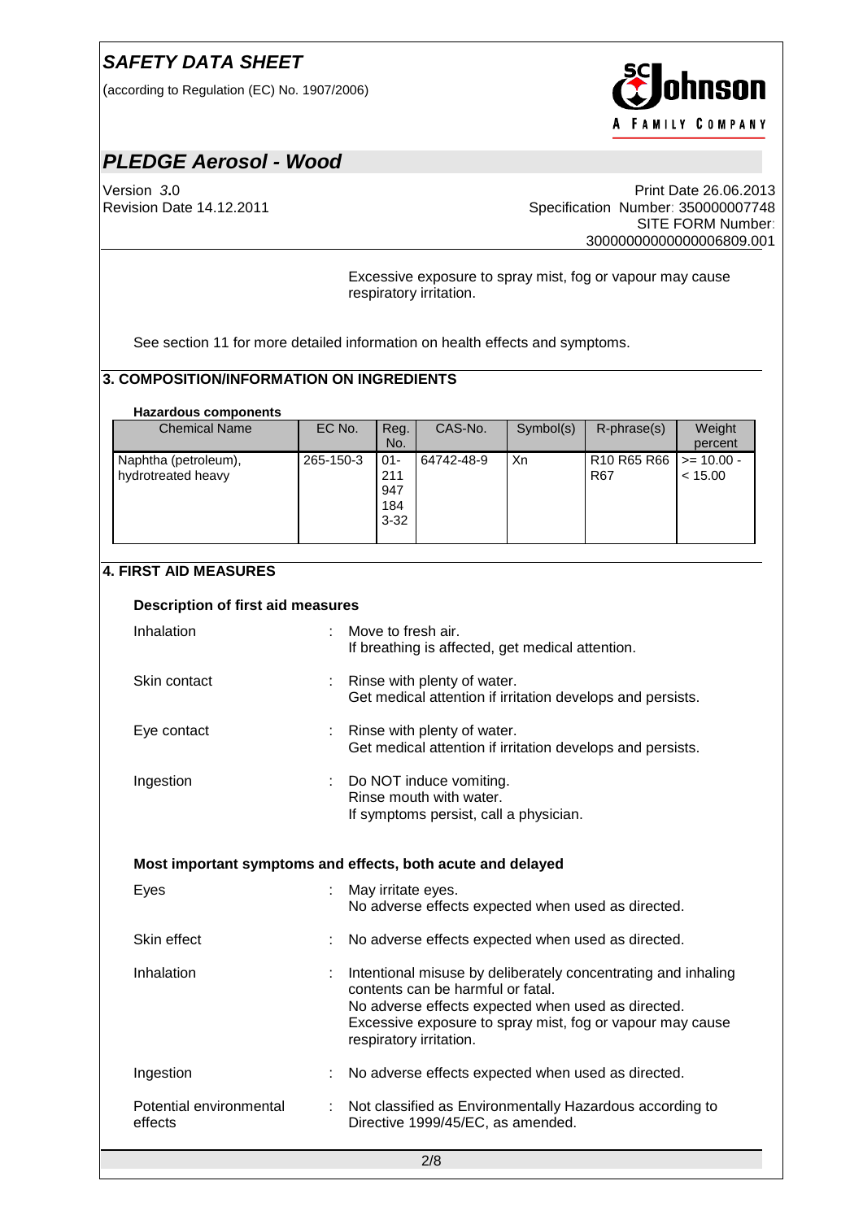Excessive exposure to spray mist, fog or vapour may cause respiratory irritation.

See section 11 for more detailed information on health effects and symptoms.

## 3. COMPOSITION/INFORMATION ON INGREDIENTS

**Hazardous components**

| Chemical Name | EC No. | Reg. No. | CAS-No. | Symbol(s) | R-phrase(s) | Weight percent |
|---|---|---|---|---|---|---|
| Naphtha (petroleum), hydrotreated heavy | 265-150-3 | 01-2119471843-32 | 64742-48-9 | Xn | R10 R65 R66 R67 | >= 10.00 - < 15.00 |

## 4. FIRST AID MEASURES

**Description of first aid measures**

Inhalation : Move to fresh air.
If breathing is affected, get medical attention.

Skin contact : Rinse with plenty of water.
Get medical attention if irritation develops and persists.

Eye contact : Rinse with plenty of water.
Get medical attention if irritation develops and persists.

Ingestion : Do NOT induce vomiting.
Rinse mouth with water.
If symptoms persist, call a physician.

**Most important symptoms and effects, both acute and delayed**

Eyes : May irritate eyes.
No adverse effects expected when used as directed.

Skin effect : No adverse effects expected when used as directed.

Inhalation : Intentional misuse by deliberately concentrating and inhaling contents can be harmful or fatal.
No adverse effects expected when used as directed.
Excessive exposure to spray mist, fog or vapour may cause respiratory irritation.

Ingestion : No adverse effects expected when used as directed.

Potential environmental effects : Not classified as Environmentally Hazardous according to Directive 1999/45/EC, as amended.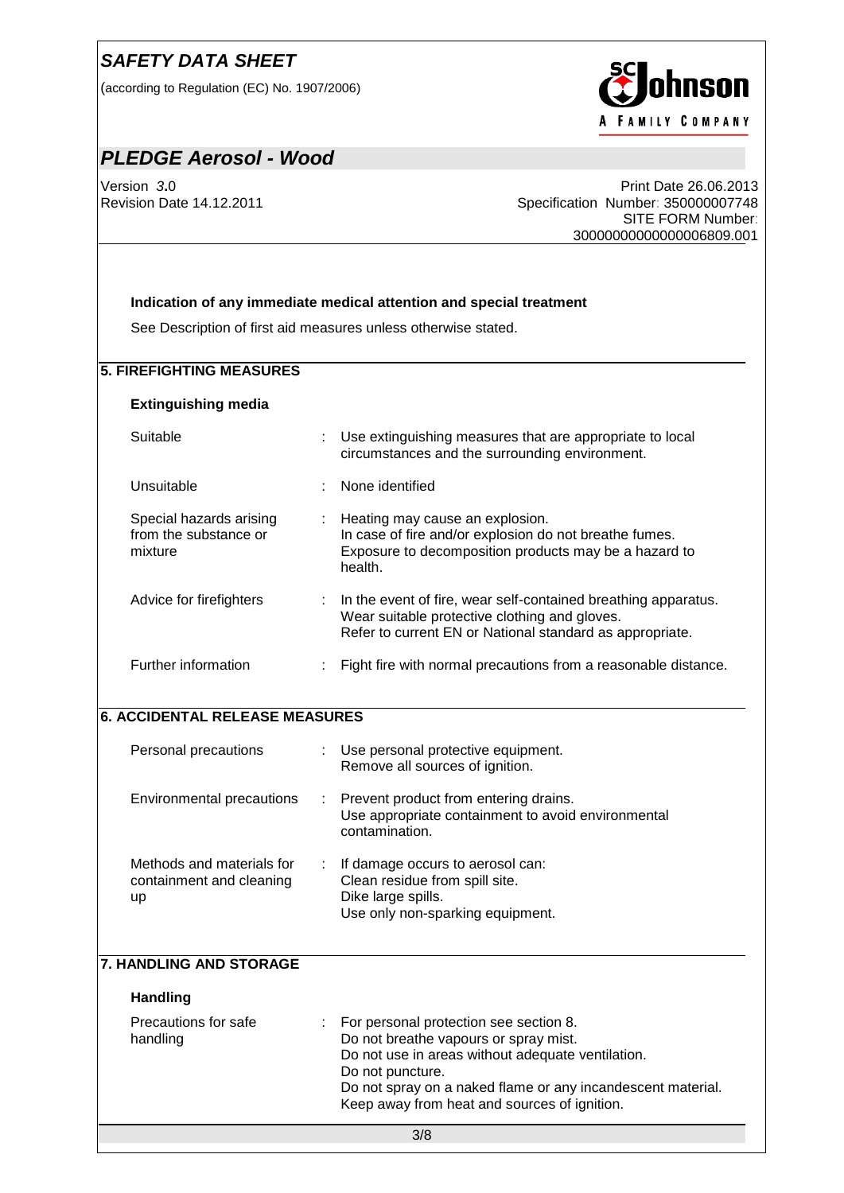**Indication of any immediate medical attention and special treatment**

See Description of first aid measures unless otherwise stated.

## 5. FIREFIGHTING MEASURES

**Extinguishing media**

| | |
|---|---|
| Suitable | Use extinguishing measures that are appropriate to local circumstances and the surrounding environment. |
| Unsuitable | None identified |
| Special hazards arising from the substance or mixture | Heating may cause an explosion.<br>In case of fire and/or explosion do not breathe fumes.<br>Exposure to decomposition products may be a hazard to health. |
| Advice for firefighters | In the event of fire, wear self-contained breathing apparatus.<br>Wear suitable protective clothing and gloves.<br>Refer to current EN or National standard as appropriate. |
| Further information | Fight fire with normal precautions from a reasonable distance. |

## 6. ACCIDENTAL RELEASE MEASURES

| | |
|---|---|
| Personal precautions | Use personal protective equipment.<br>Remove all sources of ignition. |
| Environmental precautions | Prevent product from entering drains.<br>Use appropriate containment to avoid environmental contamination. |
| Methods and materials for containment and cleaning up | If damage occurs to aerosol can:<br>Clean residue from spill site.<br>Dike large spills.<br>Use only non-sparking equipment. |

## 7. HANDLING AND STORAGE

**Handling**

| | |
|---|---|
| Precautions for safe handling | For personal protection see section 8.<br>Do not breathe vapours or spray mist.<br>Do not use in areas without adequate ventilation.<br>Do not puncture.<br>Do not spray on a naked flame or any incandescent material.<br>Keep away from heat and sources of ignition. |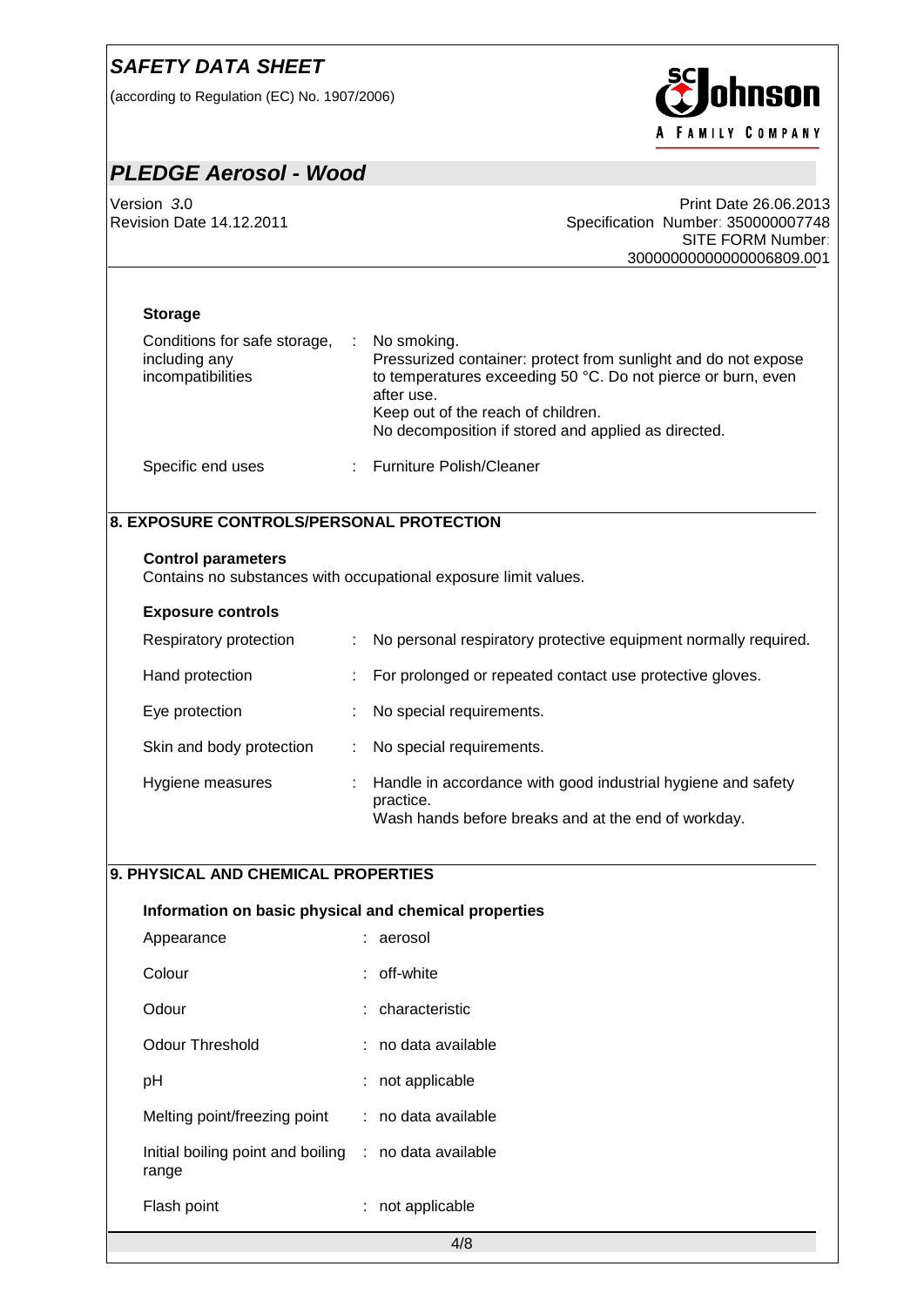### Storage

| | |
|---|---|
| Conditions for safe storage, including any incompatibilities | No smoking.<br>Pressurized container: protect from sunlight and do not expose to temperatures exceeding 50 °C. Do not pierce or burn, even after use.<br>Keep out of the reach of children.<br>No decomposition if stored and applied as directed. |
| Specific end uses | Furniture Polish/Cleaner |

## 8. EXPOSURE CONTROLS/PERSONAL PROTECTION

### Control parameters

Contains no substances with occupational exposure limit values.

### Exposure controls

| | |
|---|---|
| Respiratory protection | No personal respiratory protective equipment normally required. |
| Hand protection | For prolonged or repeated contact use protective gloves. |
| Eye protection | No special requirements. |
| Skin and body protection | No special requirements. |
| Hygiene measures | Handle in accordance with good industrial hygiene and safety practice.<br>Wash hands before breaks and at the end of workday. |

## 9. PHYSICAL AND CHEMICAL PROPERTIES

### Information on basic physical and chemical properties

| | |
|---|---|
| Appearance | aerosol |
| Colour | off-white |
| Odour | characteristic |
| Odour Threshold | no data available |
| pH | not applicable |
| Melting point/freezing point | no data available |
| Initial boiling point and boiling range | no data available |
| Flash point | not applicable |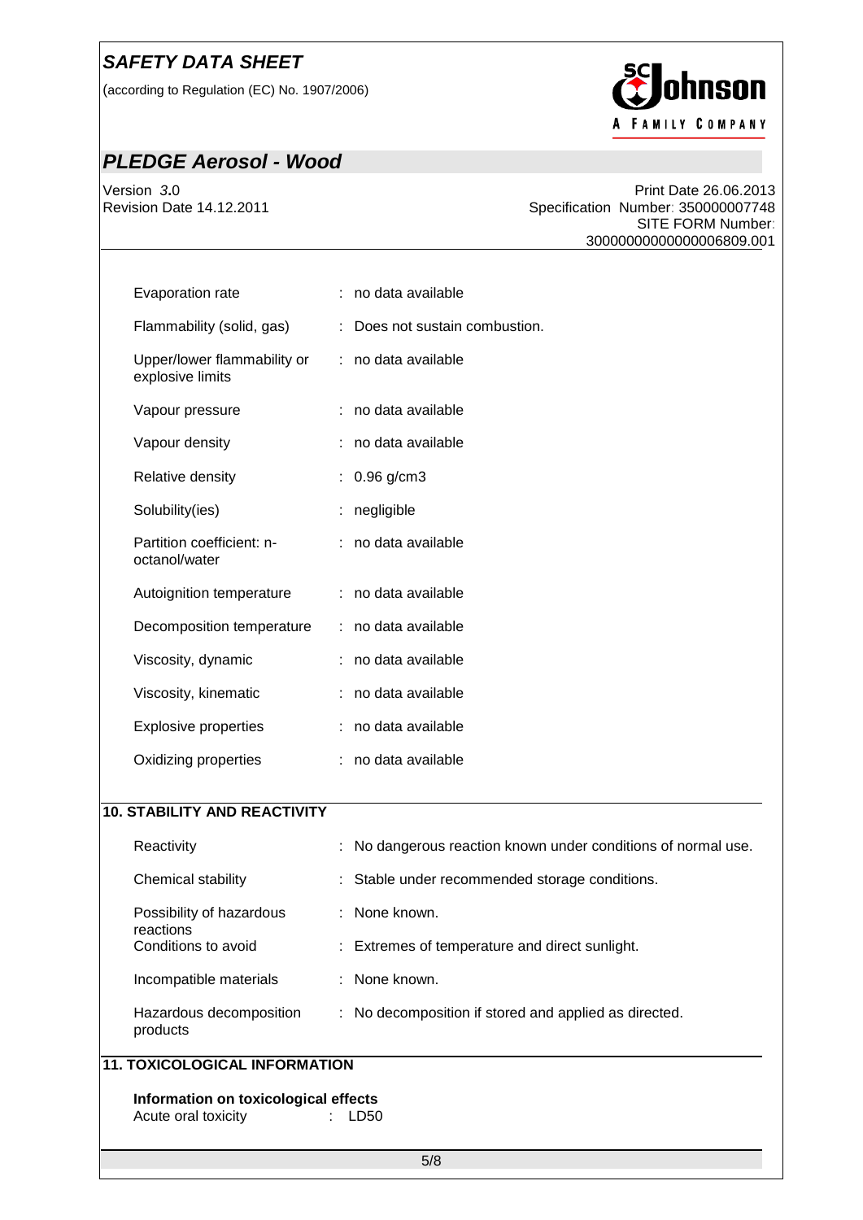| | |
|---|---|
| Evaporation rate | : no data available |
| Flammability (solid, gas) | : Does not sustain combustion. |
| Upper/lower flammability or explosive limits | : no data available |
| Vapour pressure | : no data available |
| Vapour density | : no data available |
| Relative density | : 0.96 g/cm3 |
| Solubility(ies) | : negligible |
| Partition coefficient: n-octanol/water | : no data available |
| Autoignition temperature | : no data available |
| Decomposition temperature | : no data available |
| Viscosity, dynamic | : no data available |
| Viscosity, kinematic | : no data available |
| Explosive properties | : no data available |
| Oxidizing properties | : no data available |

## 10. STABILITY AND REACTIVITY

| | |
|---|---|
| Reactivity | : No dangerous reaction known under conditions of normal use. |
| Chemical stability | : Stable under recommended storage conditions. |
| Possibility of hazardous reactions | : None known. |
| Conditions to avoid | : Extremes of temperature and direct sunlight. |
| Incompatible materials | : None known. |
| Hazardous decomposition products | : No decomposition if stored and applied as directed. |

## 11. TOXICOLOGICAL INFORMATION

**Information on toxicological effects**

Acute oral toxicity : LD50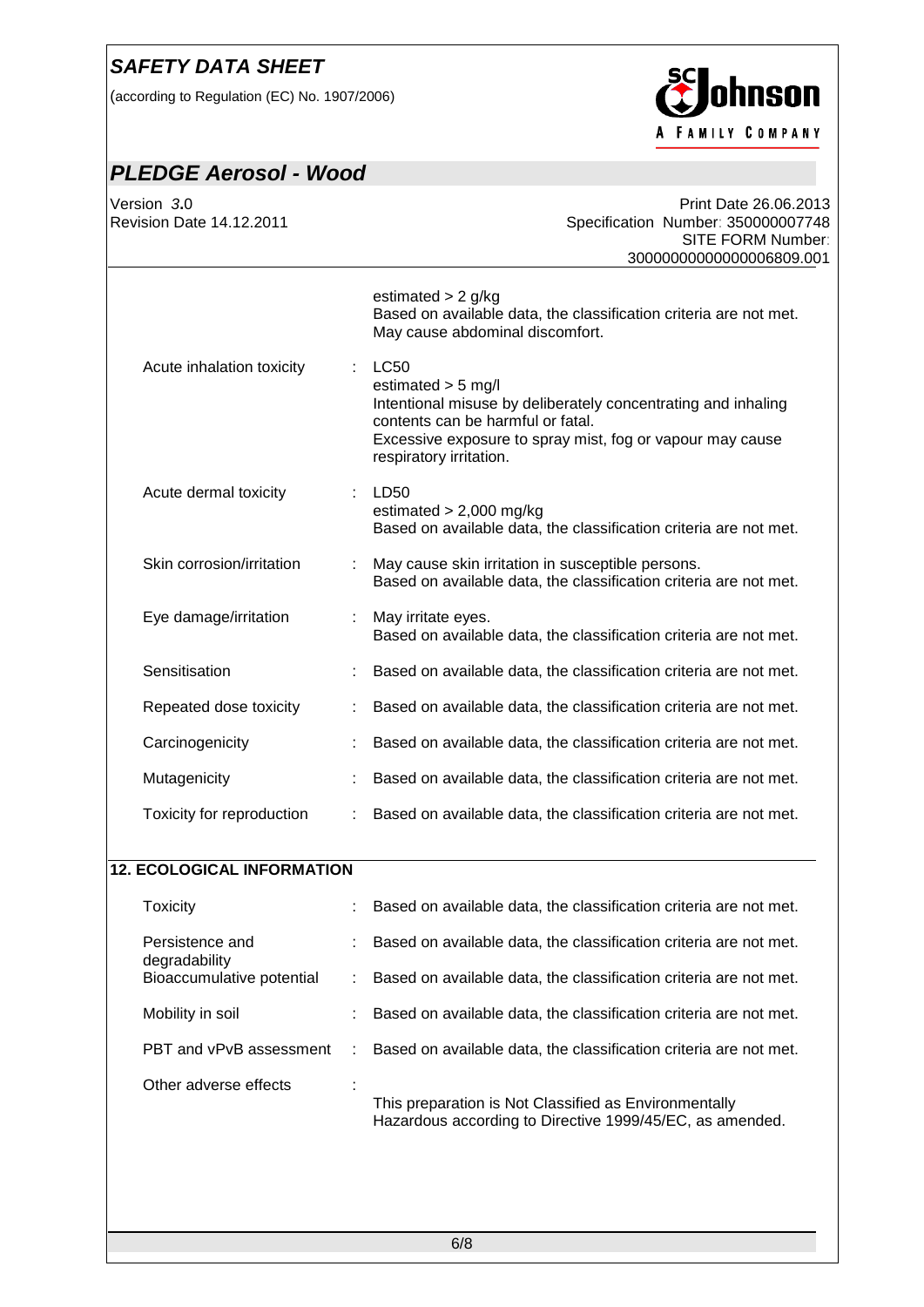| | |
|---|---|
| | estimated > 2 g/kg<br>Based on available data, the classification criteria are not met.<br>May cause abdominal discomfort. |
| Acute inhalation toxicity | LC50<br>estimated > 5 mg/l<br>Intentional misuse by deliberately concentrating and inhaling contents can be harmful or fatal.<br>Excessive exposure to spray mist, fog or vapour may cause respiratory irritation. |
| Acute dermal toxicity | LD50<br>estimated > 2,000 mg/kg<br>Based on available data, the classification criteria are not met. |
| Skin corrosion/irritation | May cause skin irritation in susceptible persons.<br>Based on available data, the classification criteria are not met. |
| Eye damage/irritation | May irritate eyes.<br>Based on available data, the classification criteria are not met. |
| Sensitisation | Based on available data, the classification criteria are not met. |
| Repeated dose toxicity | Based on available data, the classification criteria are not met. |
| Carcinogenicity | Based on available data, the classification criteria are not met. |
| Mutagenicity | Based on available data, the classification criteria are not met. |
| Toxicity for reproduction | Based on available data, the classification criteria are not met. |

## 12. ECOLOGICAL INFORMATION

| | |
|---|---|
| Toxicity | Based on available data, the classification criteria are not met. |
| Persistence and degradability | Based on available data, the classification criteria are not met. |
| Bioaccumulative potential | Based on available data, the classification criteria are not met. |
| Mobility in soil | Based on available data, the classification criteria are not met. |
| PBT and vPvB assessment | Based on available data, the classification criteria are not met. |
| Other adverse effects | This preparation is Not Classified as Environmentally Hazardous according to Directive 1999/45/EC, as amended. |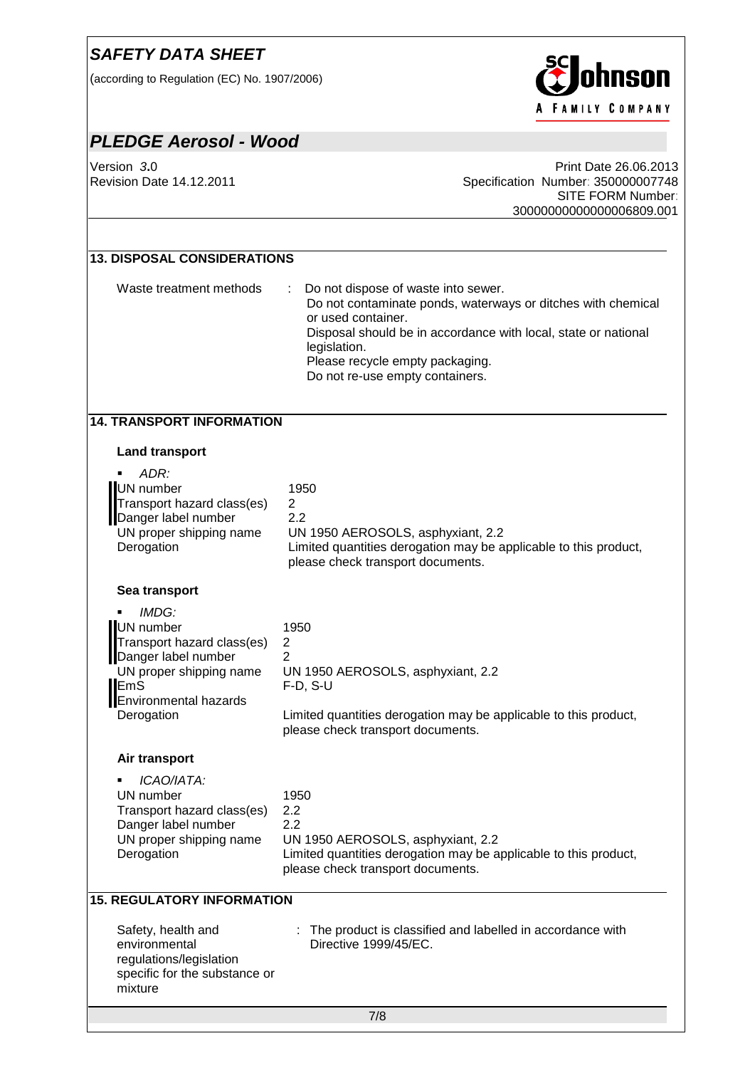## 13. DISPOSAL CONSIDERATIONS

| | |
|---|---|
| Waste treatment methods | : Do not dispose of waste into sewer.<br>Do not contaminate ponds, waterways or ditches with chemical or used container.<br>Disposal should be in accordance with local, state or national legislation.<br>Please recycle empty packaging.<br>Do not re-use empty containers. |

## 14. TRANSPORT INFORMATION

### Land transport

- *ADR:*

| | |
|---|---|
| UN number | 1950 |
| Transport hazard class(es) | 2 |
| Danger label number | 2.2 |
| UN proper shipping name | UN 1950 AEROSOLS, asphyxiant, 2.2 |
| Derogation | Limited quantities derogation may be applicable to this product, please check transport documents. |

### Sea transport

- *IMDG:*

| | |
|---|---|
| UN number | 1950 |
| Transport hazard class(es) | 2 |
| Danger label number | 2 |
| UN proper shipping name | UN 1950 AEROSOLS, asphyxiant, 2.2 |
| EmS | F-D, S-U |
| Environmental hazards | |
| Derogation | Limited quantities derogation may be applicable to this product, please check transport documents. |

### Air transport

- *ICAO/IATA:*

| | |
|---|---|
| UN number | 1950 |
| Transport hazard class(es) | 2.2 |
| Danger label number | 2.2 |
| UN proper shipping name | UN 1950 AEROSOLS, asphyxiant, 2.2 |
| Derogation | Limited quantities derogation may be applicable to this product, please check transport documents. |

## 15. REGULATORY INFORMATION

| | |
|---|---|
| Safety, health and environmental regulations/legislation specific for the substance or mixture | : The product is classified and labelled in accordance with Directive 1999/45/EC. |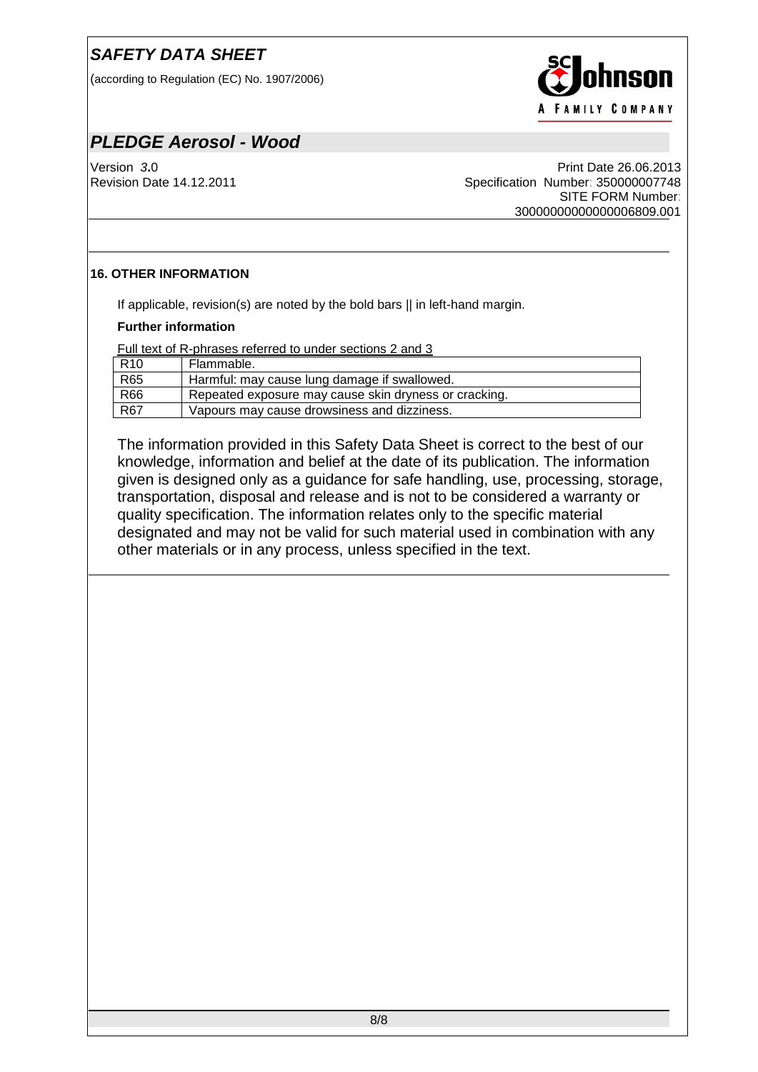## 16. OTHER INFORMATION

If applicable, revision(s) are noted by the bold bars || in left-hand margin.

**Further information**

Full text of R-phrases referred to under sections 2 and 3

| | |
|---|---|
| R10 | Flammable. |
| R65 | Harmful: may cause lung damage if swallowed. |
| R66 | Repeated exposure may cause skin dryness or cracking. |
| R67 | Vapours may cause drowsiness and dizziness. |

The information provided in this Safety Data Sheet is correct to the best of our knowledge, information and belief at the date of its publication. The information given is designed only as a guidance for safe handling, use, processing, storage, transportation, disposal and release and is not to be considered a warranty or quality specification. The information relates only to the specific material designated and may not be valid for such material used in combination with any other materials or in any process, unless specified in the text.